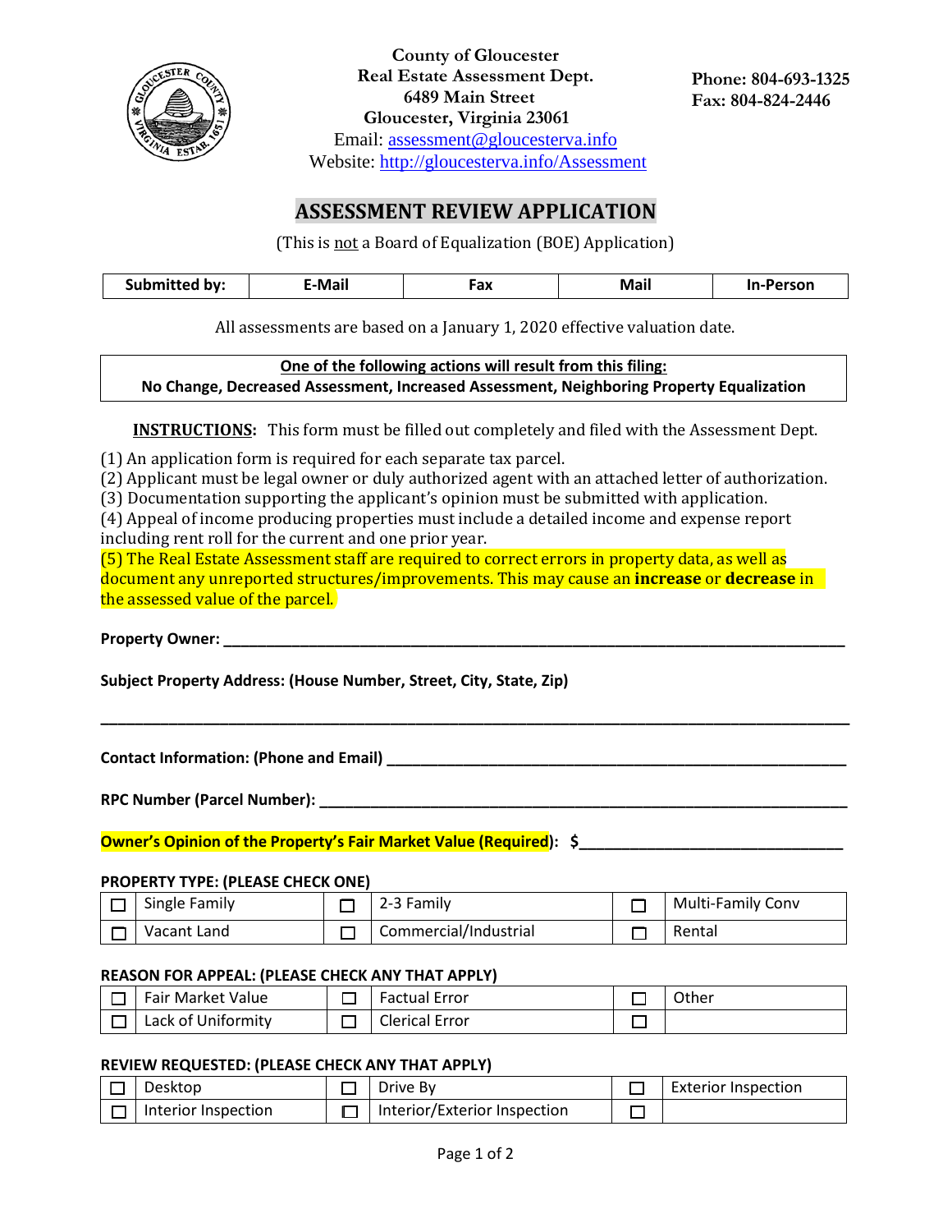**County of Gloucester**
**Real Estate Assessment Dept.**
**6489 Main Street**
**Gloucester, Virginia 23061**
Email: assessment@gloucesterva.info
Website: http://gloucesterva.info/Assessment

**Phone: 804-693-1325**
**Fax: 804-824-2446**

# ASSESSMENT REVIEW APPLICATION

(This is not a Board of Equalization (BOE) Application)

| **Submitted by:** | **E-Mail** | **Fax** | **Mail** | **In-Person** |
|---|---|---|---|---|

All assessments are based on a January 1, 2020 effective valuation date.

**One of the following actions will result from this filing:**
**No Change, Decreased Assessment, Increased Assessment, Neighboring Property Equalization**

**INSTRUCTIONS:** This form must be filled out completely and filed with the Assessment Dept.

(1) An application form is required for each separate tax parcel.
(2) Applicant must be legal owner or duly authorized agent with an attached letter of authorization.
(3) Documentation supporting the applicant's opinion must be submitted with application.
(4) Appeal of income producing properties must include a detailed income and expense report including rent roll for the current and one prior year.
(5) The Real Estate Assessment staff are required to correct errors in property data, as well as document any unreported structures/improvements. This may cause an **increase** or **decrease** in the assessed value of the parcel.

**Property Owner:** ______________________________________________

**Subject Property Address: (House Number, Street, City, State, Zip)**

______________________________________________

**Contact Information: (Phone and Email)** ______________________________________________

**RPC Number (Parcel Number):** ______________________________________________

**Owner's Opinion of the Property's Fair Market Value (Required): $**______________________

**PROPERTY TYPE: (PLEASE CHECK ONE)**

| | | | | | |
|---|---|---|---|---|---|
| ☐ | Single Family | ☐ | 2-3 Family | ☐ | Multi-Family Conv |
| ☐ | Vacant Land | ☐ | Commercial/Industrial | ☐ | Rental |

**REASON FOR APPEAL: (PLEASE CHECK ANY THAT APPLY)**

| | | | | | |
|---|---|---|---|---|---|
| ☐ | Fair Market Value | ☐ | Factual Error | ☐ | Other |
| ☐ | Lack of Uniformity | ☐ | Clerical Error | ☐ | |

**REVIEW REQUESTED: (PLEASE CHECK ANY THAT APPLY)**

| | | | | | |
|---|---|---|---|---|---|
| ☐ | Desktop | ☐ | Drive By | ☐ | Exterior Inspection |
| ☐ | Interior Inspection | ☐ | Interior/Exterior Inspection | ☐ | |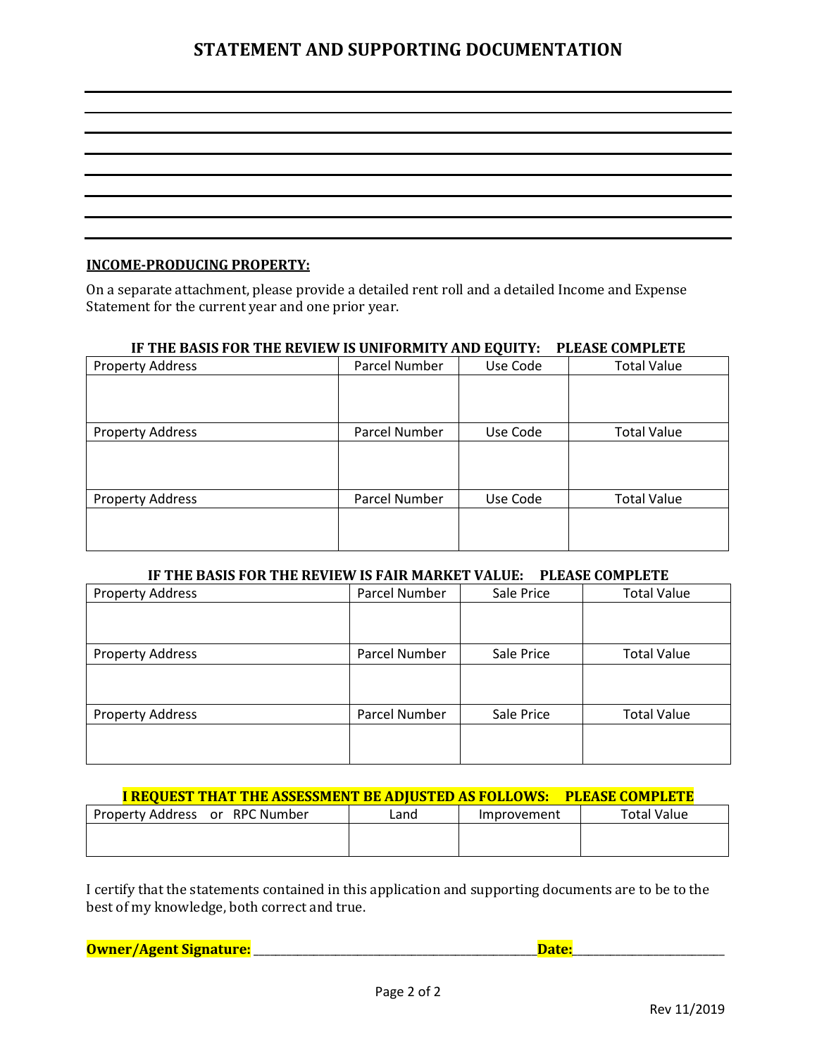# STATEMENT AND SUPPORTING DOCUMENTATION

**INCOME-PRODUCING PROPERTY:**

On a separate attachment, please provide a detailed rent roll and a detailed Income and Expense Statement for the current year and one prior year.

**IF THE BASIS FOR THE REVIEW IS UNIFORMITY AND EQUITY: PLEASE COMPLETE**

| Property Address | Parcel Number | Use Code | Total Value |
|---|---|---|---|
| | | | |
| Property Address | Parcel Number | Use Code | Total Value |
| | | | |
| Property Address | Parcel Number | Use Code | Total Value |
| | | | |

**IF THE BASIS FOR THE REVIEW IS FAIR MARKET VALUE: PLEASE COMPLETE**

| Property Address | Parcel Number | Sale Price | Total Value |
|---|---|---|---|
| | | | |
| Property Address | Parcel Number | Sale Price | Total Value |
| | | | |
| Property Address | Parcel Number | Sale Price | Total Value |
| | | | |

**I REQUEST THAT THE ASSESSMENT BE ADJUSTED AS FOLLOWS: PLEASE COMPLETE**

| Property Address or RPC Number | Land | Improvement | Total Value |
|---|---|---|---|
| | | | |

I certify that the statements contained in this application and supporting documents are to be to the best of my knowledge, both correct and true.

**Owner/Agent Signature:** \_\_\_\_\_\_\_\_\_\_\_\_\_\_\_\_\_\_\_\_\_\_\_\_\_\_\_\_\_\_\_\_\_\_\_\_\_\_\_\_ **Date:** \_\_\_\_\_\_\_\_\_\_\_\_\_\_\_\_\_\_\_\_\_\_\_\_

Rev 11/2019